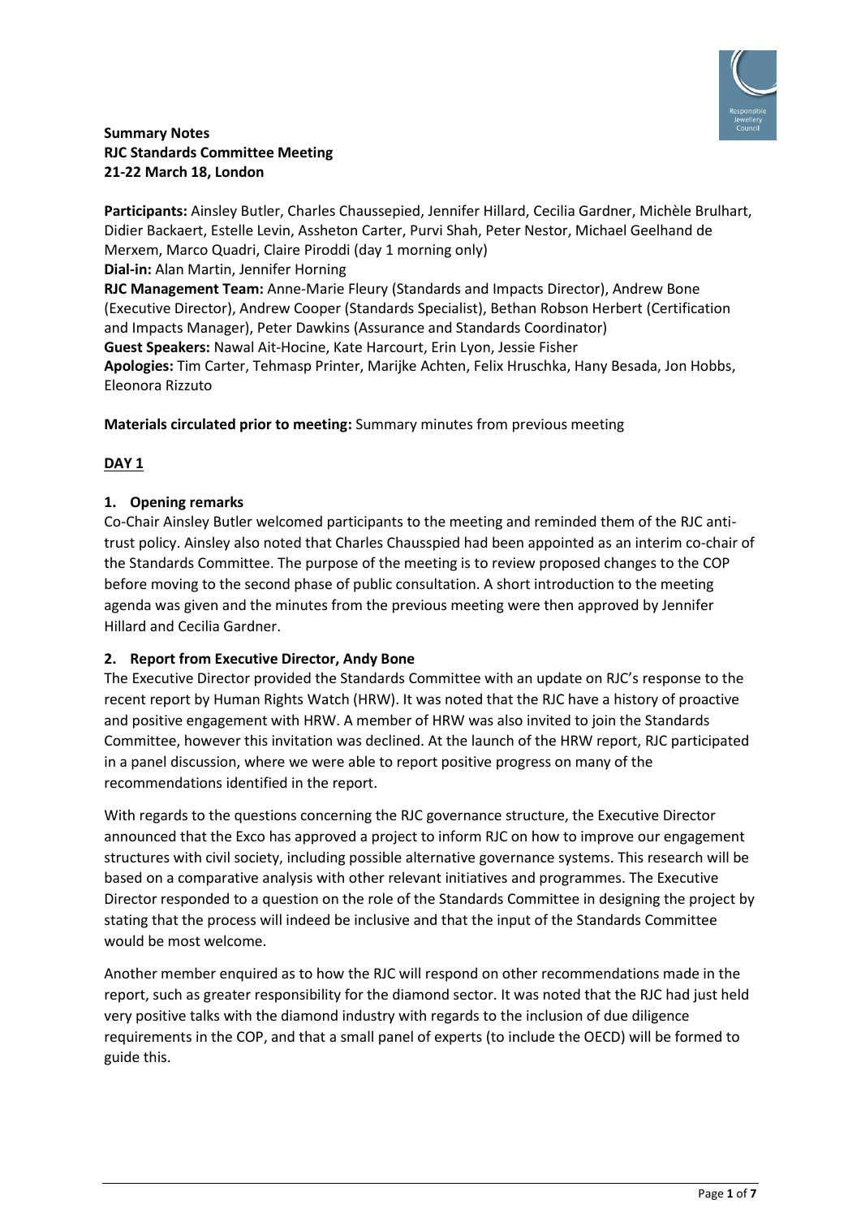**Summary Notes**
**RJC Standards Committee Meeting**
**21-22 March 18, London**

**Participants:** Ainsley Butler, Charles Chaussepied, Jennifer Hillard, Cecilia Gardner, Michèle Brulhart, Didier Backaert, Estelle Levin, Assheton Carter, Purvi Shah, Peter Nestor, Michael Geelhand de Merxem, Marco Quadri, Claire Piroddi (day 1 morning only)
**Dial-in:** Alan Martin, Jennifer Horning
**RJC Management Team:** Anne-Marie Fleury (Standards and Impacts Director), Andrew Bone (Executive Director), Andrew Cooper (Standards Specialist), Bethan Robson Herbert (Certification and Impacts Manager), Peter Dawkins (Assurance and Standards Coordinator)
**Guest Speakers:** Nawal Ait-Hocine, Kate Harcourt, Erin Lyon, Jessie Fisher
**Apologies:** Tim Carter, Tehmasp Printer, Marijke Achten, Felix Hruschka, Hany Besada, Jon Hobbs, Eleonora Rizzuto

**Materials circulated prior to meeting:** Summary minutes from previous meeting

## DAY 1

### 1. Opening remarks

Co-Chair Ainsley Butler welcomed participants to the meeting and reminded them of the RJC anti-trust policy. Ainsley also noted that Charles Chausspied had been appointed as an interim co-chair of the Standards Committee. The purpose of the meeting is to review proposed changes to the COP before moving to the second phase of public consultation. A short introduction to the meeting agenda was given and the minutes from the previous meeting were then approved by Jennifer Hillard and Cecilia Gardner.

### 2. Report from Executive Director, Andy Bone

The Executive Director provided the Standards Committee with an update on RJC's response to the recent report by Human Rights Watch (HRW). It was noted that the RJC have a history of proactive and positive engagement with HRW. A member of HRW was also invited to join the Standards Committee, however this invitation was declined. At the launch of the HRW report, RJC participated in a panel discussion, where we were able to report positive progress on many of the recommendations identified in the report.

With regards to the questions concerning the RJC governance structure, the Executive Director announced that the Exco has approved a project to inform RJC on how to improve our engagement structures with civil society, including possible alternative governance systems. This research will be based on a comparative analysis with other relevant initiatives and programmes. The Executive Director responded to a question on the role of the Standards Committee in designing the project by stating that the process will indeed be inclusive and that the input of the Standards Committee would be most welcome.

Another member enquired as to how the RJC will respond on other recommendations made in the report, such as greater responsibility for the diamond sector. It was noted that the RJC had just held very positive talks with the diamond industry with regards to the inclusion of due diligence requirements in the COP, and that a small panel of experts (to include the OECD) will be formed to guide this.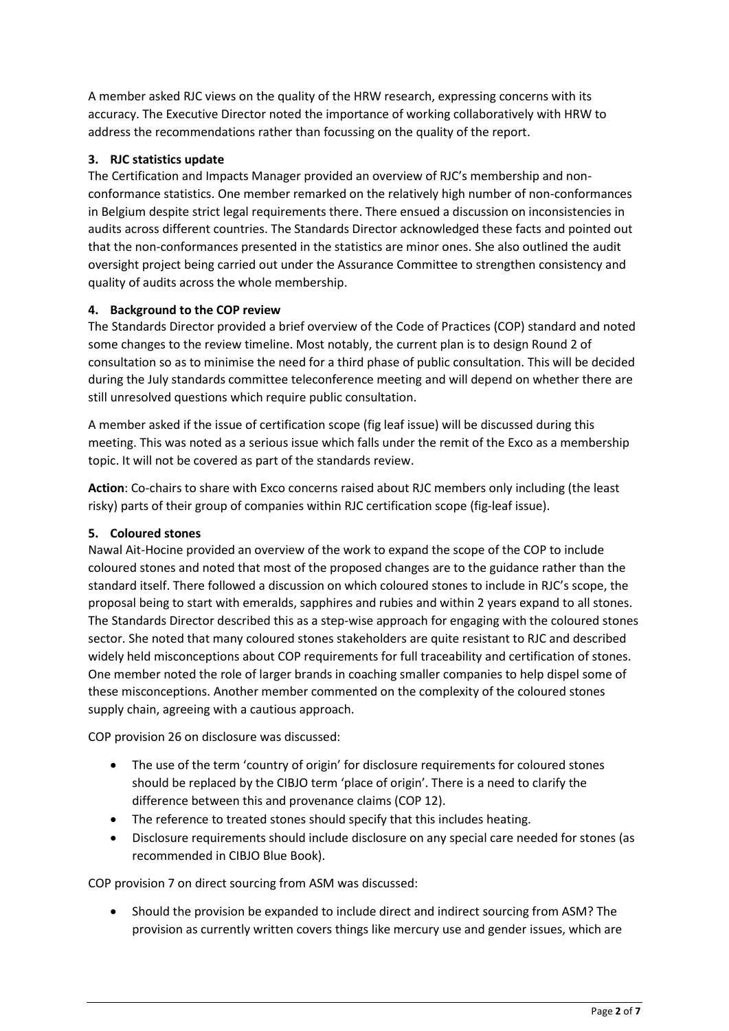A member asked RJC views on the quality of the HRW research, expressing concerns with its accuracy. The Executive Director noted the importance of working collaboratively with HRW to address the recommendations rather than focussing on the quality of the report.

**3. RJC statistics update**

The Certification and Impacts Manager provided an overview of RJC's membership and non-conformance statistics. One member remarked on the relatively high number of non-conformances in Belgium despite strict legal requirements there. There ensued a discussion on inconsistencies in audits across different countries. The Standards Director acknowledged these facts and pointed out that the non-conformances presented in the statistics are minor ones. She also outlined the audit oversight project being carried out under the Assurance Committee to strengthen consistency and quality of audits across the whole membership.

**4. Background to the COP review**

The Standards Director provided a brief overview of the Code of Practices (COP) standard and noted some changes to the review timeline. Most notably, the current plan is to design Round 2 of consultation so as to minimise the need for a third phase of public consultation. This will be decided during the July standards committee teleconference meeting and will depend on whether there are still unresolved questions which require public consultation.

A member asked if the issue of certification scope (fig leaf issue) will be discussed during this meeting. This was noted as a serious issue which falls under the remit of the Exco as a membership topic. It will not be covered as part of the standards review.

**Action**: Co-chairs to share with Exco concerns raised about RJC members only including (the least risky) parts of their group of companies within RJC certification scope (fig-leaf issue).

**5. Coloured stones**

Nawal Ait-Hocine provided an overview of the work to expand the scope of the COP to include coloured stones and noted that most of the proposed changes are to the guidance rather than the standard itself. There followed a discussion on which coloured stones to include in RJC's scope, the proposal being to start with emeralds, sapphires and rubies and within 2 years expand to all stones. The Standards Director described this as a step-wise approach for engaging with the coloured stones sector. She noted that many coloured stones stakeholders are quite resistant to RJC and described widely held misconceptions about COP requirements for full traceability and certification of stones. One member noted the role of larger brands in coaching smaller companies to help dispel some of these misconceptions. Another member commented on the complexity of the coloured stones supply chain, agreeing with a cautious approach.

COP provision 26 on disclosure was discussed:

- The use of the term 'country of origin' for disclosure requirements for coloured stones should be replaced by the CIBJO term 'place of origin'. There is a need to clarify the difference between this and provenance claims (COP 12).
- The reference to treated stones should specify that this includes heating.
- Disclosure requirements should include disclosure on any special care needed for stones (as recommended in CIBJO Blue Book).

COP provision 7 on direct sourcing from ASM was discussed:

- Should the provision be expanded to include direct and indirect sourcing from ASM? The provision as currently written covers things like mercury use and gender issues, which are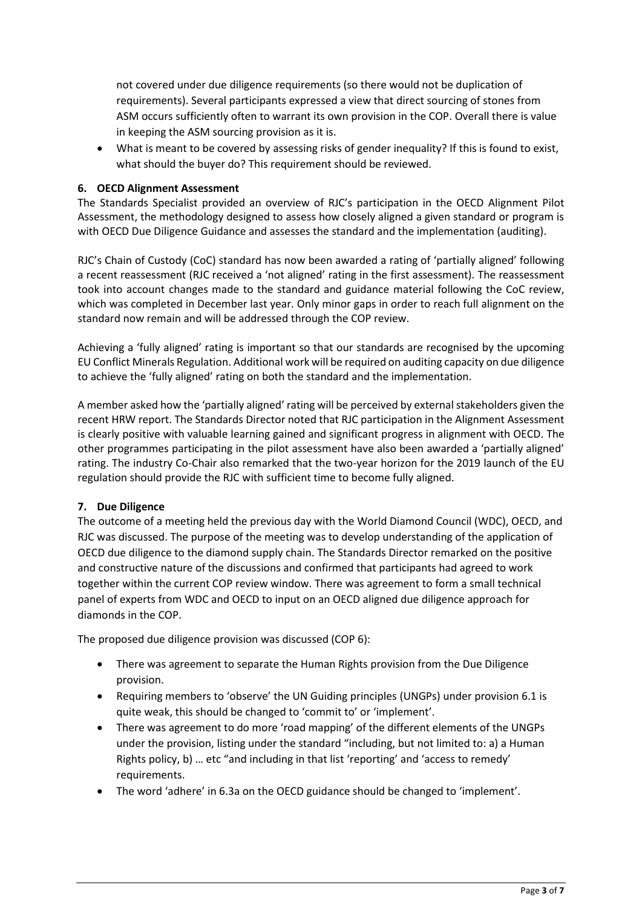not covered under due diligence requirements (so there would not be duplication of requirements). Several participants expressed a view that direct sourcing of stones from ASM occurs sufficiently often to warrant its own provision in the COP. Overall there is value in keeping the ASM sourcing provision as it is.

- What is meant to be covered by assessing risks of gender inequality? If this is found to exist, what should the buyer do? This requirement should be reviewed.

**6. OECD Alignment Assessment**

The Standards Specialist provided an overview of RJC's participation in the OECD Alignment Pilot Assessment, the methodology designed to assess how closely aligned a given standard or program is with OECD Due Diligence Guidance and assesses the standard and the implementation (auditing).

RJC's Chain of Custody (CoC) standard has now been awarded a rating of 'partially aligned' following a recent reassessment (RJC received a 'not aligned' rating in the first assessment). The reassessment took into account changes made to the standard and guidance material following the CoC review, which was completed in December last year. Only minor gaps in order to reach full alignment on the standard now remain and will be addressed through the COP review.

Achieving a 'fully aligned' rating is important so that our standards are recognised by the upcoming EU Conflict Minerals Regulation. Additional work will be required on auditing capacity on due diligence to achieve the 'fully aligned' rating on both the standard and the implementation.

A member asked how the 'partially aligned' rating will be perceived by external stakeholders given the recent HRW report. The Standards Director noted that RJC participation in the Alignment Assessment is clearly positive with valuable learning gained and significant progress in alignment with OECD. The other programmes participating in the pilot assessment have also been awarded a 'partially aligned' rating. The industry Co-Chair also remarked that the two-year horizon for the 2019 launch of the EU regulation should provide the RJC with sufficient time to become fully aligned.

**7. Due Diligence**

The outcome of a meeting held the previous day with the World Diamond Council (WDC), OECD, and RJC was discussed. The purpose of the meeting was to develop understanding of the application of OECD due diligence to the diamond supply chain. The Standards Director remarked on the positive and constructive nature of the discussions and confirmed that participants had agreed to work together within the current COP review window. There was agreement to form a small technical panel of experts from WDC and OECD to input on an OECD aligned due diligence approach for diamonds in the COP.

The proposed due diligence provision was discussed (COP 6):

- There was agreement to separate the Human Rights provision from the Due Diligence provision.
- Requiring members to 'observe' the UN Guiding principles (UNGPs) under provision 6.1 is quite weak, this should be changed to 'commit to' or 'implement'.
- There was agreement to do more 'road mapping' of the different elements of the UNGPs under the provision, listing under the standard "including, but not limited to: a) a Human Rights policy, b) … etc "and including in that list 'reporting' and 'access to remedy' requirements.
- The word 'adhere' in 6.3a on the OECD guidance should be changed to 'implement'.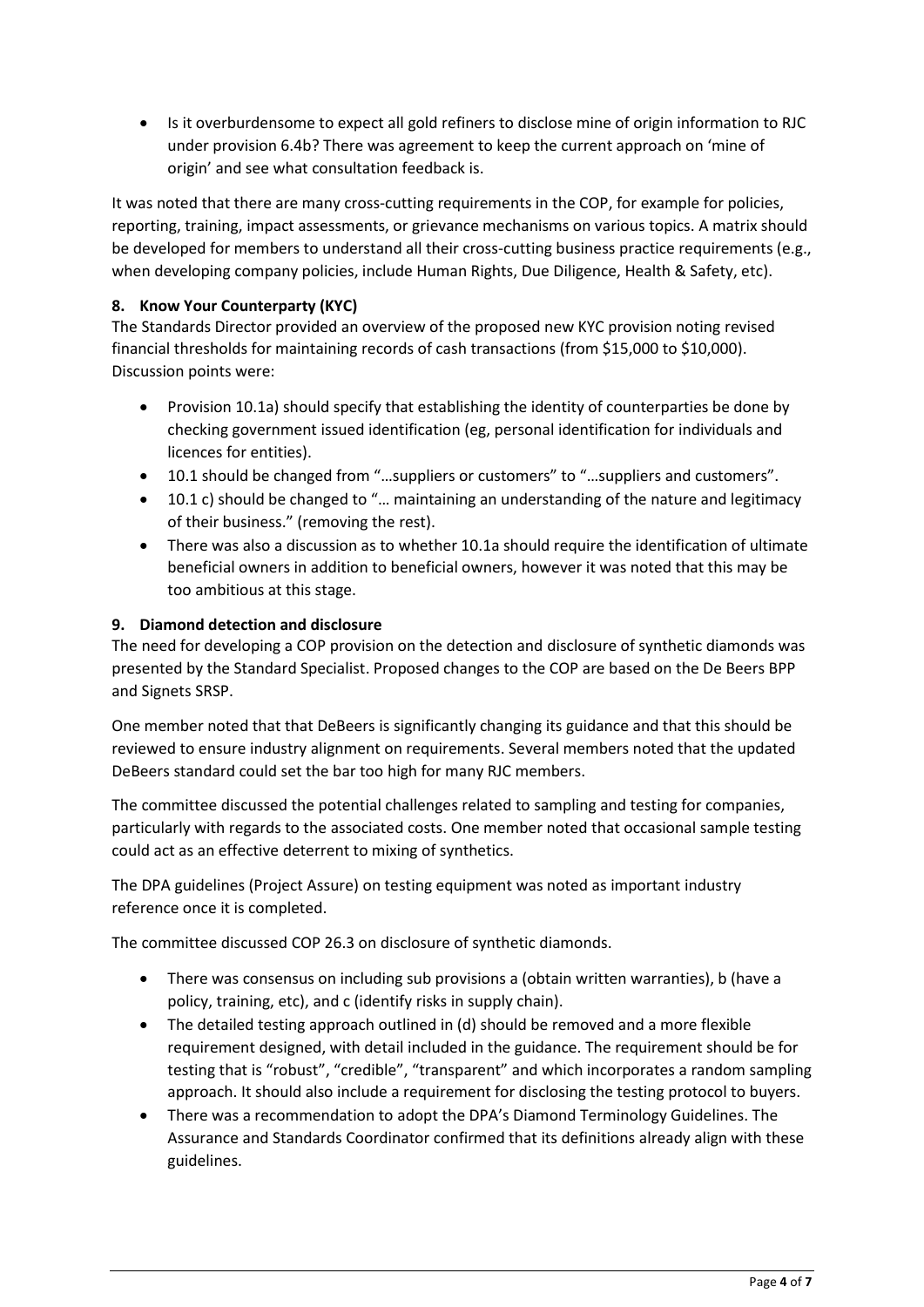- Is it overburdensome to expect all gold refiners to disclose mine of origin information to RJC under provision 6.4b? There was agreement to keep the current approach on 'mine of origin' and see what consultation feedback is.

It was noted that there are many cross-cutting requirements in the COP, for example for policies, reporting, training, impact assessments, or grievance mechanisms on various topics. A matrix should be developed for members to understand all their cross-cutting business practice requirements (e.g., when developing company policies, include Human Rights, Due Diligence, Health & Safety, etc).

**8. Know Your Counterparty (KYC)**

The Standards Director provided an overview of the proposed new KYC provision noting revised financial thresholds for maintaining records of cash transactions (from $15,000 to $10,000). Discussion points were:

- Provision 10.1a) should specify that establishing the identity of counterparties be done by checking government issued identification (eg, personal identification for individuals and licences for entities).
- 10.1 should be changed from "…suppliers or customers" to "…suppliers and customers".
- 10.1 c) should be changed to "… maintaining an understanding of the nature and legitimacy of their business." (removing the rest).
- There was also a discussion as to whether 10.1a should require the identification of ultimate beneficial owners in addition to beneficial owners, however it was noted that this may be too ambitious at this stage.

**9. Diamond detection and disclosure**

The need for developing a COP provision on the detection and disclosure of synthetic diamonds was presented by the Standard Specialist. Proposed changes to the COP are based on the De Beers BPP and Signets SRSP.

One member noted that that DeBeers is significantly changing its guidance and that this should be reviewed to ensure industry alignment on requirements. Several members noted that the updated DeBeers standard could set the bar too high for many RJC members.

The committee discussed the potential challenges related to sampling and testing for companies, particularly with regards to the associated costs. One member noted that occasional sample testing could act as an effective deterrent to mixing of synthetics.

The DPA guidelines (Project Assure) on testing equipment was noted as important industry reference once it is completed.

The committee discussed COP 26.3 on disclosure of synthetic diamonds.

- There was consensus on including sub provisions a (obtain written warranties), b (have a policy, training, etc), and c (identify risks in supply chain).
- The detailed testing approach outlined in (d) should be removed and a more flexible requirement designed, with detail included in the guidance. The requirement should be for testing that is "robust", "credible", "transparent" and which incorporates a random sampling approach. It should also include a requirement for disclosing the testing protocol to buyers.
- There was a recommendation to adopt the DPA's Diamond Terminology Guidelines. The Assurance and Standards Coordinator confirmed that its definitions already align with these guidelines.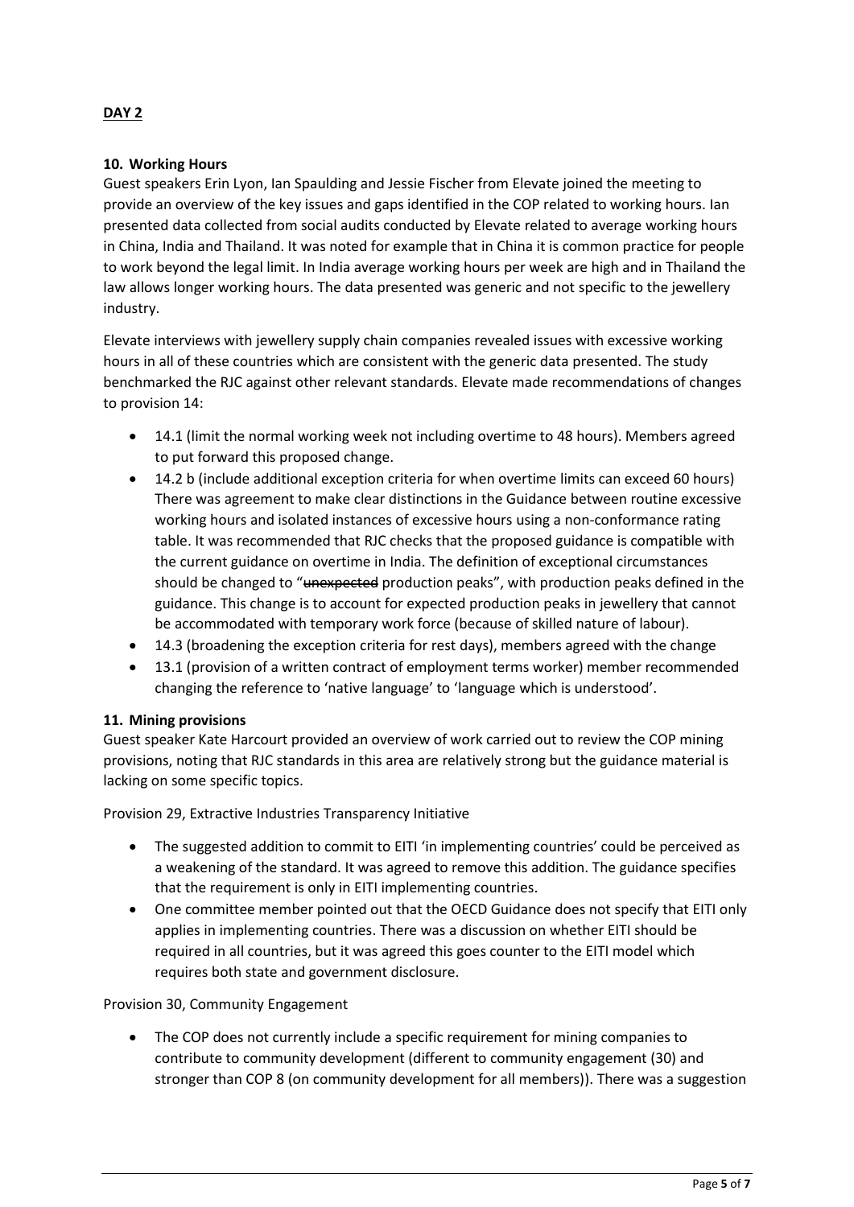**DAY 2**

**10. Working Hours**

Guest speakers Erin Lyon, Ian Spaulding and Jessie Fischer from Elevate joined the meeting to provide an overview of the key issues and gaps identified in the COP related to working hours. Ian presented data collected from social audits conducted by Elevate related to average working hours in China, India and Thailand. It was noted for example that in China it is common practice for people to work beyond the legal limit. In India average working hours per week are high and in Thailand the law allows longer working hours. The data presented was generic and not specific to the jewellery industry.

Elevate interviews with jewellery supply chain companies revealed issues with excessive working hours in all of these countries which are consistent with the generic data presented. The study benchmarked the RJC against other relevant standards. Elevate made recommendations of changes to provision 14:

- 14.1 (limit the normal working week not including overtime to 48 hours). Members agreed to put forward this proposed change.
- 14.2 b (include additional exception criteria for when overtime limits can exceed 60 hours) There was agreement to make clear distinctions in the Guidance between routine excessive working hours and isolated instances of excessive hours using a non-conformance rating table. It was recommended that RJC checks that the proposed guidance is compatible with the current guidance on overtime in India. The definition of exceptional circumstances should be changed to "~~unexpected~~ production peaks", with production peaks defined in the guidance. This change is to account for expected production peaks in jewellery that cannot be accommodated with temporary work force (because of skilled nature of labour).
- 14.3 (broadening the exception criteria for rest days), members agreed with the change
- 13.1 (provision of a written contract of employment terms worker) member recommended changing the reference to 'native language' to 'language which is understood'.

**11. Mining provisions**

Guest speaker Kate Harcourt provided an overview of work carried out to review the COP mining provisions, noting that RJC standards in this area are relatively strong but the guidance material is lacking on some specific topics.

Provision 29, Extractive Industries Transparency Initiative

- The suggested addition to commit to EITI 'in implementing countries' could be perceived as a weakening of the standard. It was agreed to remove this addition. The guidance specifies that the requirement is only in EITI implementing countries.
- One committee member pointed out that the OECD Guidance does not specify that EITI only applies in implementing countries. There was a discussion on whether EITI should be required in all countries, but it was agreed this goes counter to the EITI model which requires both state and government disclosure.

Provision 30, Community Engagement

- The COP does not currently include a specific requirement for mining companies to contribute to community development (different to community engagement (30) and stronger than COP 8 (on community development for all members)). There was a suggestion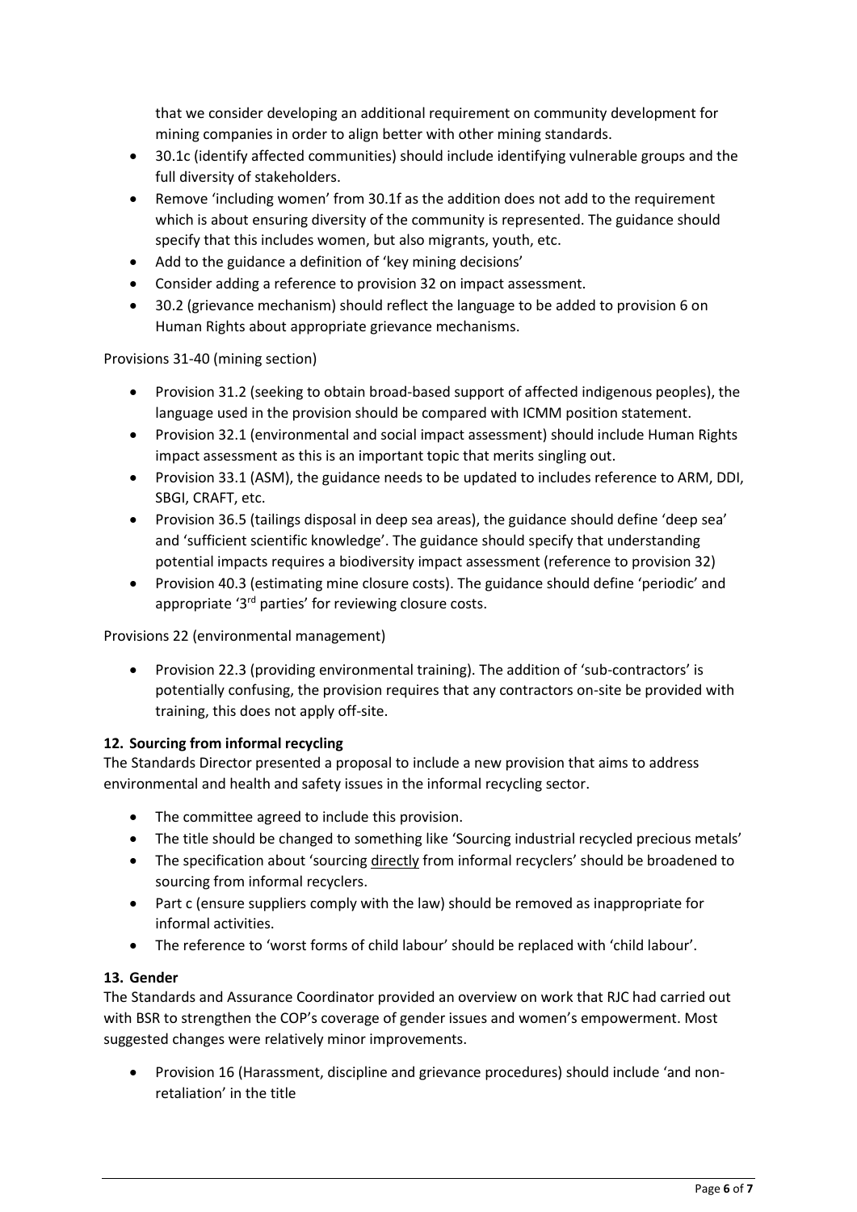that we consider developing an additional requirement on community development for mining companies in order to align better with other mining standards.

- 30.1c (identify affected communities) should include identifying vulnerable groups and the full diversity of stakeholders.
- Remove 'including women' from 30.1f as the addition does not add to the requirement which is about ensuring diversity of the community is represented. The guidance should specify that this includes women, but also migrants, youth, etc.
- Add to the guidance a definition of 'key mining decisions'
- Consider adding a reference to provision 32 on impact assessment.
- 30.2 (grievance mechanism) should reflect the language to be added to provision 6 on Human Rights about appropriate grievance mechanisms.

Provisions 31-40 (mining section)

- Provision 31.2 (seeking to obtain broad-based support of affected indigenous peoples), the language used in the provision should be compared with ICMM position statement.
- Provision 32.1 (environmental and social impact assessment) should include Human Rights impact assessment as this is an important topic that merits singling out.
- Provision 33.1 (ASM), the guidance needs to be updated to includes reference to ARM, DDI, SBGI, CRAFT, etc.
- Provision 36.5 (tailings disposal in deep sea areas), the guidance should define 'deep sea' and 'sufficient scientific knowledge'. The guidance should specify that understanding potential impacts requires a biodiversity impact assessment (reference to provision 32)
- Provision 40.3 (estimating mine closure costs). The guidance should define 'periodic' and appropriate '3rd parties' for reviewing closure costs.

Provisions 22 (environmental management)

- Provision 22.3 (providing environmental training). The addition of 'sub-contractors' is potentially confusing, the provision requires that any contractors on-site be provided with training, this does not apply off-site.

### 12. Sourcing from informal recycling

The Standards Director presented a proposal to include a new provision that aims to address environmental and health and safety issues in the informal recycling sector.

- The committee agreed to include this provision.
- The title should be changed to something like 'Sourcing industrial recycled precious metals'
- The specification about 'sourcing directly from informal recyclers' should be broadened to sourcing from informal recyclers.
- Part c (ensure suppliers comply with the law) should be removed as inappropriate for informal activities.
- The reference to 'worst forms of child labour' should be replaced with 'child labour'.

### 13. Gender

The Standards and Assurance Coordinator provided an overview on work that RJC had carried out with BSR to strengthen the COP's coverage of gender issues and women's empowerment. Most suggested changes were relatively minor improvements.

- Provision 16 (Harassment, discipline and grievance procedures) should include 'and non-retaliation' in the title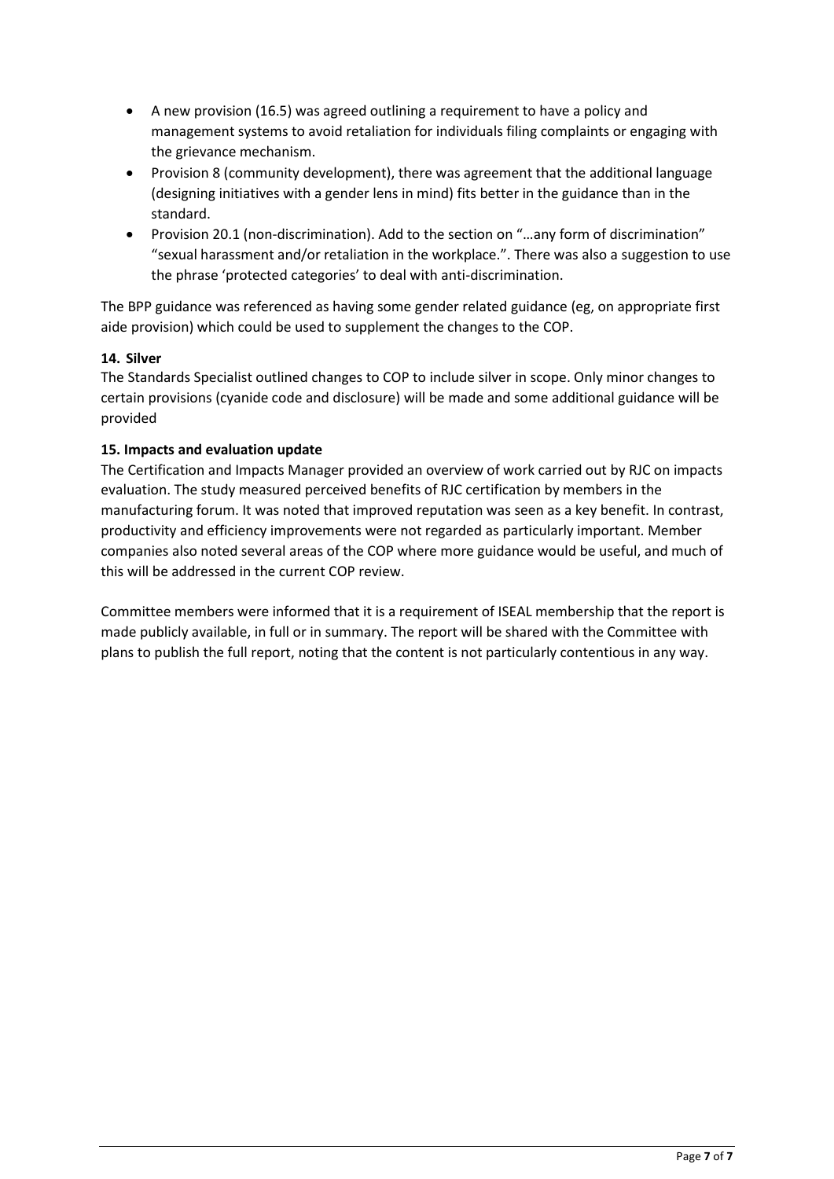- A new provision (16.5) was agreed outlining a requirement to have a policy and management systems to avoid retaliation for individuals filing complaints or engaging with the grievance mechanism.
- Provision 8 (community development), there was agreement that the additional language (designing initiatives with a gender lens in mind) fits better in the guidance than in the standard.
- Provision 20.1 (non-discrimination). Add to the section on "…any form of discrimination" "sexual harassment and/or retaliation in the workplace.". There was also a suggestion to use the phrase 'protected categories' to deal with anti-discrimination.

The BPP guidance was referenced as having some gender related guidance (eg, on appropriate first aide provision) which could be used to supplement the changes to the COP.

**14. Silver**

The Standards Specialist outlined changes to COP to include silver in scope. Only minor changes to certain provisions (cyanide code and disclosure) will be made and some additional guidance will be provided

**15. Impacts and evaluation update**

The Certification and Impacts Manager provided an overview of work carried out by RJC on impacts evaluation. The study measured perceived benefits of RJC certification by members in the manufacturing forum. It was noted that improved reputation was seen as a key benefit. In contrast, productivity and efficiency improvements were not regarded as particularly important. Member companies also noted several areas of the COP where more guidance would be useful, and much of this will be addressed in the current COP review.

Committee members were informed that it is a requirement of ISEAL membership that the report is made publicly available, in full or in summary. The report will be shared with the Committee with plans to publish the full report, noting that the content is not particularly contentious in any way.